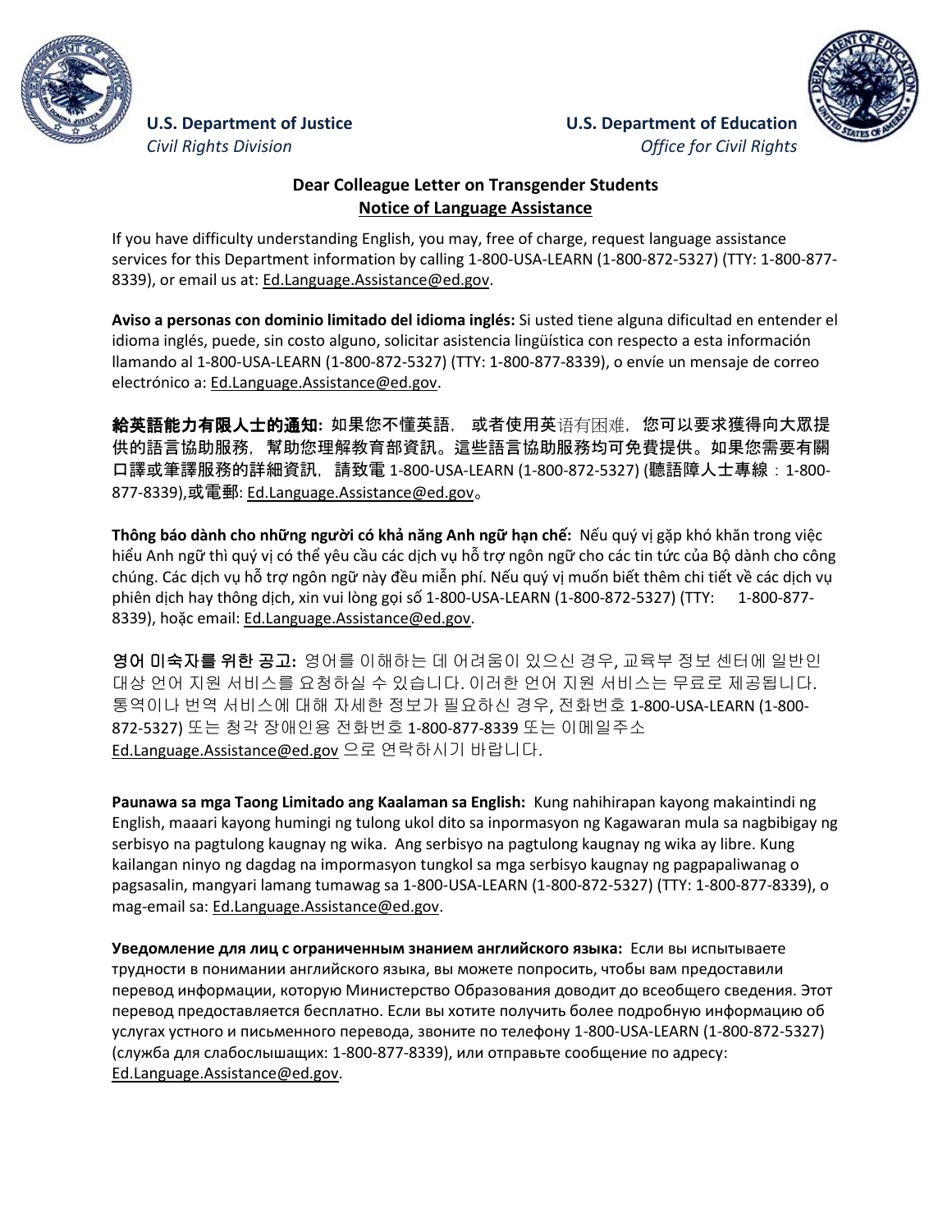**U.S. Department of Justice**
*Civil Rights Division*

**U.S. Department of Education**
*Office for Civil Rights*

**Dear Colleague Letter on Transgender Students**
**Notice of Language Assistance**

If you have difficulty understanding English, you may, free of charge, request language assistance services for this Department information by calling 1-800-USA-LEARN (1-800-872-5327) (TTY: 1-800-877-8339), or email us at: Ed.Language.Assistance@ed.gov.

**Aviso a personas con dominio limitado del idioma inglés:** Si usted tiene alguna dificultad en entender el idioma inglés, puede, sin costo alguno, solicitar asistencia lingüística con respecto a esta información llamando al 1-800-USA-LEARN (1-800-872-5327) (TTY: 1-800-877-8339), o envíe un mensaje de correo electrónico a: Ed.Language.Assistance@ed.gov.

**給英語能力有限人士的通知:** 如果您不懂英語， 或者使用英语有困难，您可以要求獲得向大眾提供的語言協助服務，幫助您理解教育部資訊。這些語言協助服務均可免費提供。如果您需要有關口譯或筆譯服務的詳細資訊， 請致電 1-800-USA-LEARN (1-800-872-5327) (聽語障人士專線：1-800-877-8339),或電郵: Ed.Language.Assistance@ed.gov。

**Thông báo dành cho những người có khả năng Anh ngữ hạn chế:** Nếu quý vị gặp khó khăn trong việc hiểu Anh ngữ thì quý vị có thể yêu cầu các dịch vụ hỗ trợ ngôn ngữ cho các tin tức của Bộ dành cho công chúng. Các dịch vụ hỗ trợ ngôn ngữ này đều miễn phí. Nếu quý vị muốn biết thêm chi tiết về các dịch vụ phiên dịch hay thông dịch, xin vui lòng gọi số 1-800-USA-LEARN (1-800-872-5327) (TTY: 1-800-877-8339), hoặc email: Ed.Language.Assistance@ed.gov.

**영어 미숙자를 위한 공고:** 영어를 이해하는 데 어려움이 있으신 경우, 교육부 정보 센터에 일반인 대상 언어 지원 서비스를 요청하실 수 있습니다. 이러한 언어 지원 서비스는 무료로 제공됩니다. 통역이나 번역 서비스에 대해 자세한 정보가 필요하신 경우, 전화번호 1-800-USA-LEARN (1-800-872-5327) 또는 청각 장애인용 전화번호 1-800-877-8339 또는 이메일주소 Ed.Language.Assistance@ed.gov 으로 연락하시기 바랍니다.

**Paunawa sa mga Taong Limitado ang Kaalaman sa English:** Kung nahihirapan kayong makaintindi ng English, maaari kayong humingi ng tulong ukol dito sa inpormasyon ng Kagawaran mula sa nagbibigay ng serbisyo na pagtulong kaugnay ng wika. Ang serbisyo na pagtulong kaugnay ng wika ay libre. Kung kailangan ninyo ng dagdag na impormasyon tungkol sa mga serbisyo kaugnay ng pagpapaliwanag o pagsasalin, mangyari lamang tumawag sa 1-800-USA-LEARN (1-800-872-5327) (TTY: 1-800-877-8339), o mag-email sa: Ed.Language.Assistance@ed.gov.

**Уведомление для лиц с ограниченным знанием английского языка:** Если вы испытываете трудности в понимании английского языка, вы можете попросить, чтобы вам предоставили перевод информации, которую Министерство Образования доводит до всеобщего сведения. Этот перевод предоставляется бесплатно. Если вы хотите получить более подробную информацию об услугах устного и письменного перевода, звоните по телефону 1-800-USA-LEARN (1-800-872-5327) (служба для слабослышащих: 1-800-877-8339), или отправьте сообщение по адресу: Ed.Language.Assistance@ed.gov.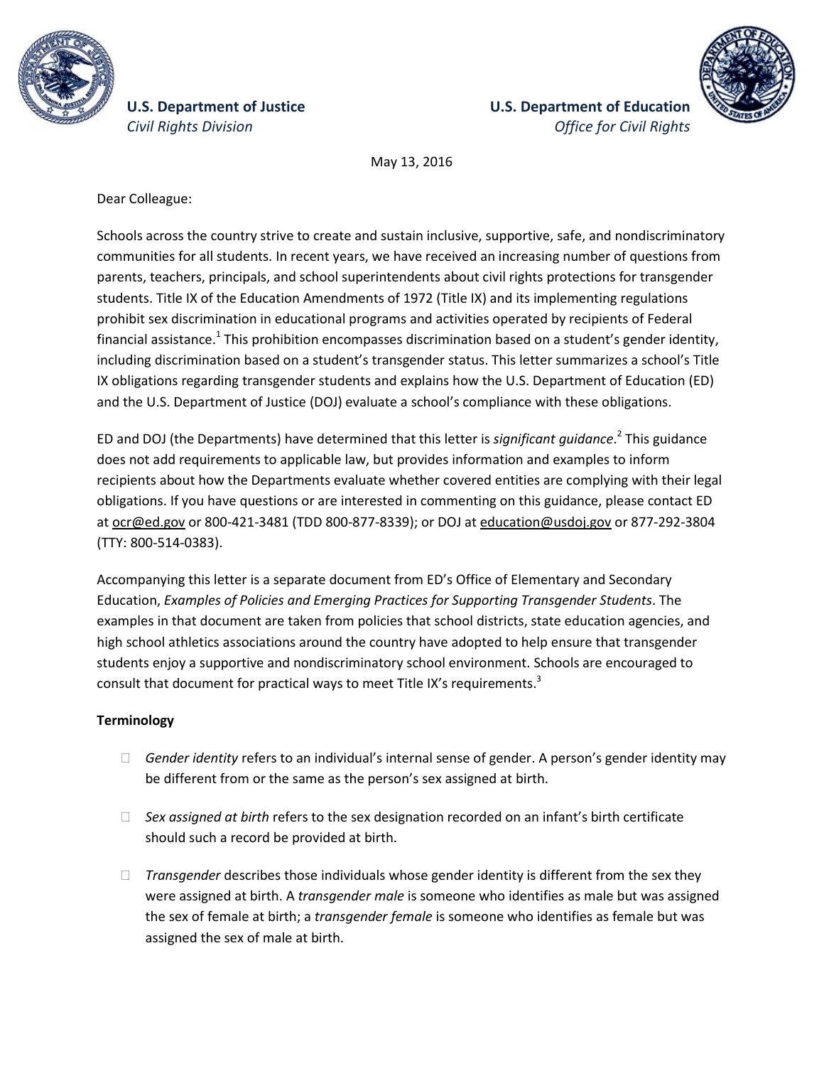**U.S. Department of Justice**
*Civil Rights Division*

**U.S. Department of Education**
*Office for Civil Rights*

May 13, 2016

Dear Colleague:

Schools across the country strive to create and sustain inclusive, supportive, safe, and nondiscriminatory communities for all students. In recent years, we have received an increasing number of questions from parents, teachers, principals, and school superintendents about civil rights protections for transgender students. Title IX of the Education Amendments of 1972 (Title IX) and its implementing regulations prohibit sex discrimination in educational programs and activities operated by recipients of Federal financial assistance.[1] This prohibition encompasses discrimination based on a student's gender identity, including discrimination based on a student's transgender status. This letter summarizes a school's Title IX obligations regarding transgender students and explains how the U.S. Department of Education (ED) and the U.S. Department of Justice (DOJ) evaluate a school's compliance with these obligations.

ED and DOJ (the Departments) have determined that this letter is *significant guidance*.[2] This guidance does not add requirements to applicable law, but provides information and examples to inform recipients about how the Departments evaluate whether covered entities are complying with their legal obligations. If you have questions or are interested in commenting on this guidance, please contact ED at ocr@ed.gov or 800-421-3481 (TDD 800-877-8339); or DOJ at education@usdoj.gov or 877-292-3804 (TTY: 800-514-0383).

Accompanying this letter is a separate document from ED's Office of Elementary and Secondary Education, *Examples of Policies and Emerging Practices for Supporting Transgender Students*. The examples in that document are taken from policies that school districts, state education agencies, and high school athletics associations around the country have adopted to help ensure that transgender students enjoy a supportive and nondiscriminatory school environment. Schools are encouraged to consult that document for practical ways to meet Title IX's requirements.[3]

**Terminology**

- *Gender identity* refers to an individual's internal sense of gender. A person's gender identity may be different from or the same as the person's sex assigned at birth.
- *Sex assigned at birth* refers to the sex designation recorded on an infant's birth certificate should such a record be provided at birth.
- *Transgender* describes those individuals whose gender identity is different from the sex they were assigned at birth. A *transgender male* is someone who identifies as male but was assigned the sex of female at birth; a *transgender female* is someone who identifies as female but was assigned the sex of male at birth.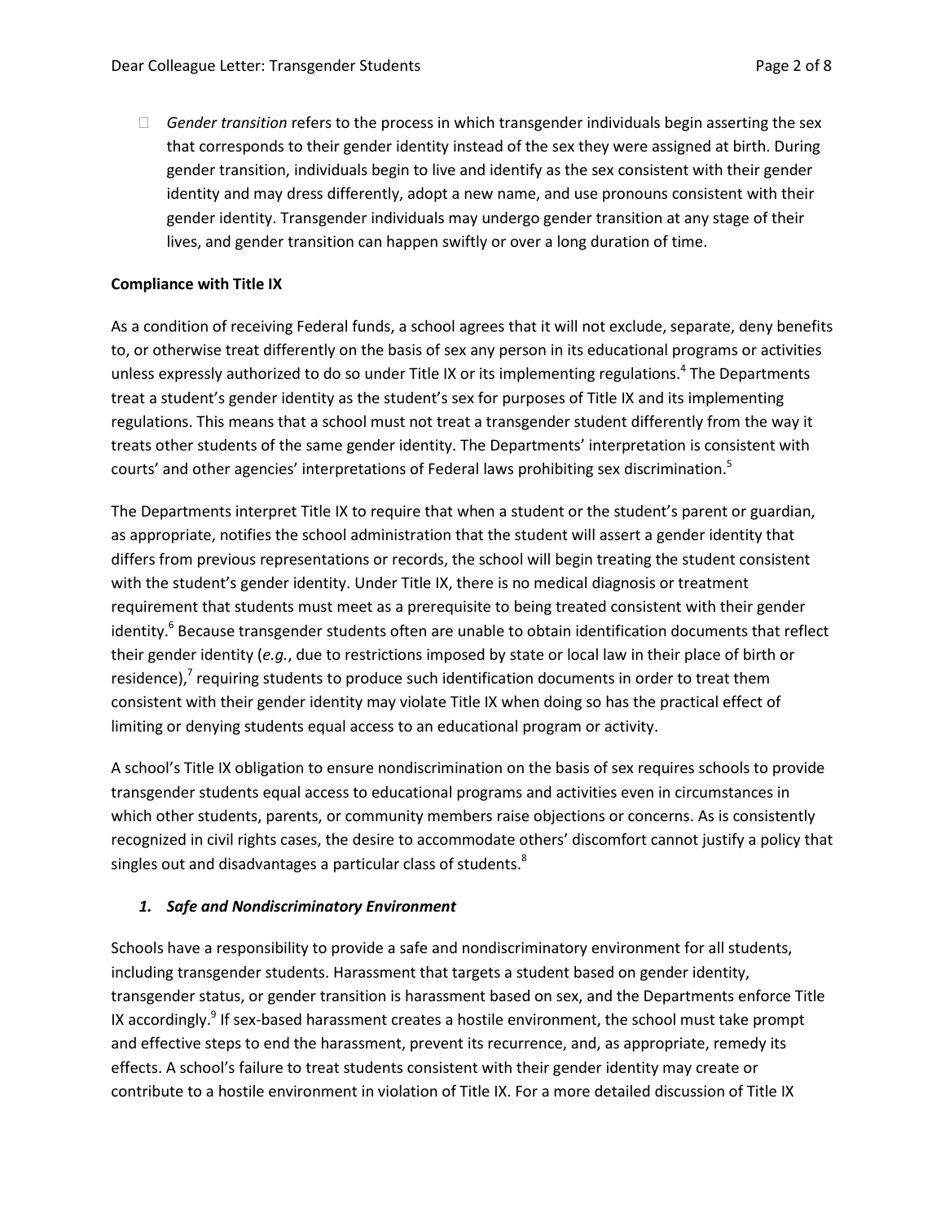- *Gender transition* refers to the process in which transgender individuals begin asserting the sex that corresponds to their gender identity instead of the sex they were assigned at birth. During gender transition, individuals begin to live and identify as the sex consistent with their gender identity and may dress differently, adopt a new name, and use pronouns consistent with their gender identity. Transgender individuals may undergo gender transition at any stage of their lives, and gender transition can happen swiftly or over a long duration of time.

**Compliance with Title IX**

As a condition of receiving Federal funds, a school agrees that it will not exclude, separate, deny benefits to, or otherwise treat differently on the basis of sex any person in its educational programs or activities unless expressly authorized to do so under Title IX or its implementing regulations.[4] The Departments treat a student's gender identity as the student's sex for purposes of Title IX and its implementing regulations. This means that a school must not treat a transgender student differently from the way it treats other students of the same gender identity. The Departments' interpretation is consistent with courts' and other agencies' interpretations of Federal laws prohibiting sex discrimination.[5]

The Departments interpret Title IX to require that when a student or the student's parent or guardian, as appropriate, notifies the school administration that the student will assert a gender identity that differs from previous representations or records, the school will begin treating the student consistent with the student's gender identity. Under Title IX, there is no medical diagnosis or treatment requirement that students must meet as a prerequisite to being treated consistent with their gender identity.[6] Because transgender students often are unable to obtain identification documents that reflect their gender identity (*e.g.*, due to restrictions imposed by state or local law in their place of birth or residence),[7] requiring students to produce such identification documents in order to treat them consistent with their gender identity may violate Title IX when doing so has the practical effect of limiting or denying students equal access to an educational program or activity.

A school's Title IX obligation to ensure nondiscrimination on the basis of sex requires schools to provide transgender students equal access to educational programs and activities even in circumstances in which other students, parents, or community members raise objections or concerns. As is consistently recognized in civil rights cases, the desire to accommodate others' discomfort cannot justify a policy that singles out and disadvantages a particular class of students.[8]

### *1. Safe and Nondiscriminatory Environment*

Schools have a responsibility to provide a safe and nondiscriminatory environment for all students, including transgender students. Harassment that targets a student based on gender identity, transgender status, or gender transition is harassment based on sex, and the Departments enforce Title IX accordingly.[9] If sex-based harassment creates a hostile environment, the school must take prompt and effective steps to end the harassment, prevent its recurrence, and, as appropriate, remedy its effects. A school's failure to treat students consistent with their gender identity may create or contribute to a hostile environment in violation of Title IX. For a more detailed discussion of Title IX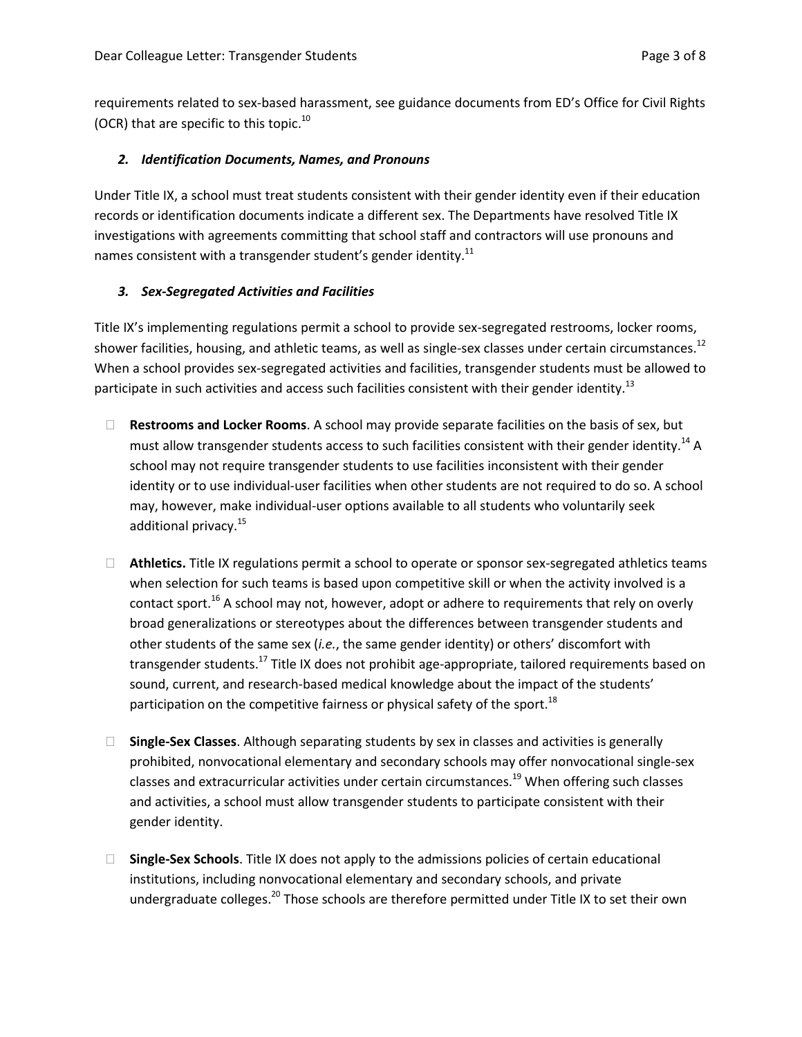requirements related to sex-based harassment, see guidance documents from ED's Office for Civil Rights (OCR) that are specific to this topic.[10]

### *2. Identification Documents, Names, and Pronouns*

Under Title IX, a school must treat students consistent with their gender identity even if their education records or identification documents indicate a different sex. The Departments have resolved Title IX investigations with agreements committing that school staff and contractors will use pronouns and names consistent with a transgender student's gender identity.[11]

### *3. Sex-Segregated Activities and Facilities*

Title IX's implementing regulations permit a school to provide sex-segregated restrooms, locker rooms, shower facilities, housing, and athletic teams, as well as single-sex classes under certain circumstances.[12] When a school provides sex-segregated activities and facilities, transgender students must be allowed to participate in such activities and access such facilities consistent with their gender identity.[13]

- **Restrooms and Locker Rooms**. A school may provide separate facilities on the basis of sex, but must allow transgender students access to such facilities consistent with their gender identity.[14] A school may not require transgender students to use facilities inconsistent with their gender identity or to use individual-user facilities when other students are not required to do so. A school may, however, make individual-user options available to all students who voluntarily seek additional privacy.[15]

- **Athletics.** Title IX regulations permit a school to operate or sponsor sex-segregated athletics teams when selection for such teams is based upon competitive skill or when the activity involved is a contact sport.[16] A school may not, however, adopt or adhere to requirements that rely on overly broad generalizations or stereotypes about the differences between transgender students and other students of the same sex (*i.e.*, the same gender identity) or others' discomfort with transgender students.[17] Title IX does not prohibit age-appropriate, tailored requirements based on sound, current, and research-based medical knowledge about the impact of the students' participation on the competitive fairness or physical safety of the sport.[18]

- **Single-Sex Classes**. Although separating students by sex in classes and activities is generally prohibited, nonvocational elementary and secondary schools may offer nonvocational single-sex classes and extracurricular activities under certain circumstances.[19] When offering such classes and activities, a school must allow transgender students to participate consistent with their gender identity.

- **Single-Sex Schools**. Title IX does not apply to the admissions policies of certain educational institutions, including nonvocational elementary and secondary schools, and private undergraduate colleges.[20] Those schools are therefore permitted under Title IX to set their own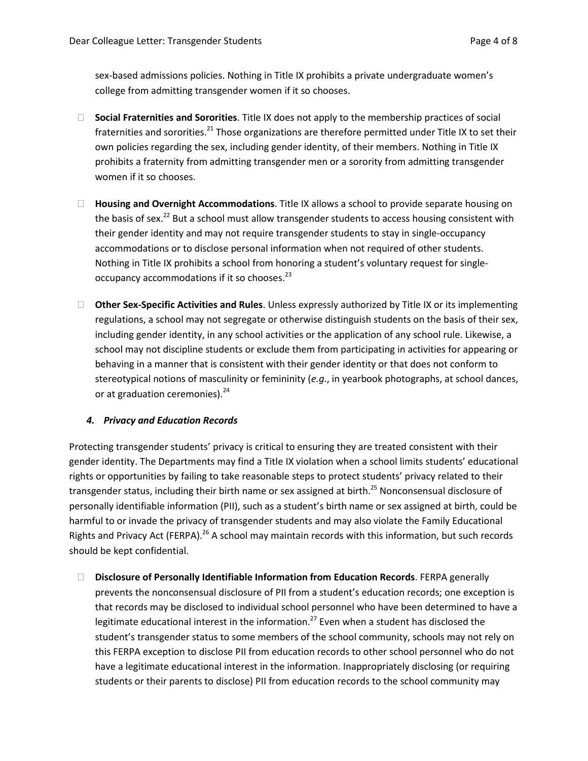sex-based admissions policies. Nothing in Title IX prohibits a private undergraduate women's college from admitting transgender women if it so chooses.

- **Social Fraternities and Sororities**. Title IX does not apply to the membership practices of social fraternities and sororities.[21] Those organizations are therefore permitted under Title IX to set their own policies regarding the sex, including gender identity, of their members. Nothing in Title IX prohibits a fraternity from admitting transgender men or a sorority from admitting transgender women if it so chooses.

- **Housing and Overnight Accommodations**. Title IX allows a school to provide separate housing on the basis of sex.[22] But a school must allow transgender students to access housing consistent with their gender identity and may not require transgender students to stay in single-occupancy accommodations or to disclose personal information when not required of other students. Nothing in Title IX prohibits a school from honoring a student's voluntary request for single-occupancy accommodations if it so chooses.[23]

- **Other Sex-Specific Activities and Rules**. Unless expressly authorized by Title IX or its implementing regulations, a school may not segregate or otherwise distinguish students on the basis of their sex, including gender identity, in any school activities or the application of any school rule. Likewise, a school may not discipline students or exclude them from participating in activities for appearing or behaving in a manner that is consistent with their gender identity or that does not conform to stereotypical notions of masculinity or femininity (*e.g*., in yearbook photographs, at school dances, or at graduation ceremonies).[24]

### *4. Privacy and Education Records*

Protecting transgender students' privacy is critical to ensuring they are treated consistent with their gender identity. The Departments may find a Title IX violation when a school limits students' educational rights or opportunities by failing to take reasonable steps to protect students' privacy related to their transgender status, including their birth name or sex assigned at birth.[25] Nonconsensual disclosure of personally identifiable information (PII), such as a student's birth name or sex assigned at birth, could be harmful to or invade the privacy of transgender students and may also violate the Family Educational Rights and Privacy Act (FERPA).[26] A school may maintain records with this information, but such records should be kept confidential.

- **Disclosure of Personally Identifiable Information from Education Records**. FERPA generally prevents the nonconsensual disclosure of PII from a student's education records; one exception is that records may be disclosed to individual school personnel who have been determined to have a legitimate educational interest in the information.[27] Even when a student has disclosed the student's transgender status to some members of the school community, schools may not rely on this FERPA exception to disclose PII from education records to other school personnel who do not have a legitimate educational interest in the information. Inappropriately disclosing (or requiring students or their parents to disclose) PII from education records to the school community may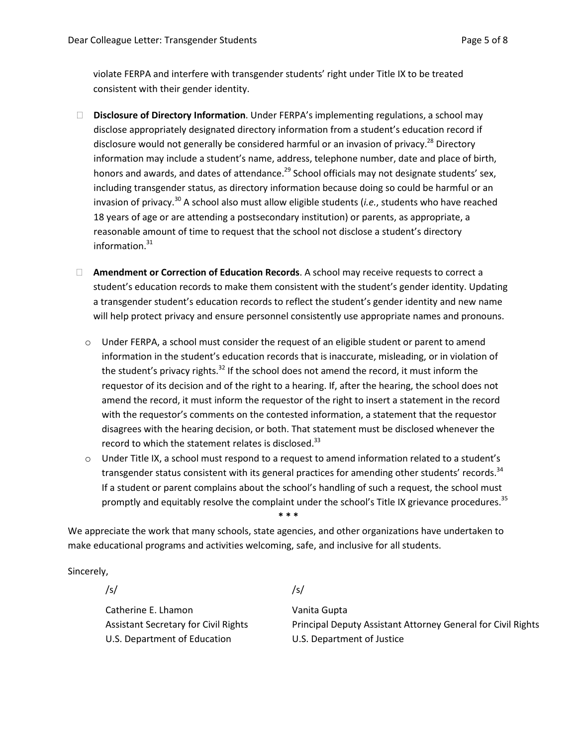violate FERPA and interfere with transgender students' right under Title IX to be treated consistent with their gender identity.

- **Disclosure of Directory Information**. Under FERPA's implementing regulations, a school may disclose appropriately designated directory information from a student's education record if disclosure would not generally be considered harmful or an invasion of privacy.[28] Directory information may include a student's name, address, telephone number, date and place of birth, honors and awards, and dates of attendance.[29] School officials may not designate students' sex, including transgender status, as directory information because doing so could be harmful or an invasion of privacy.[30] A school also must allow eligible students (*i.e.*, students who have reached 18 years of age or are attending a postsecondary institution) or parents, as appropriate, a reasonable amount of time to request that the school not disclose a student's directory information.[31]

- **Amendment or Correction of Education Records**. A school may receive requests to correct a student's education records to make them consistent with the student's gender identity. Updating a transgender student's education records to reflect the student's gender identity and new name will help protect privacy and ensure personnel consistently use appropriate names and pronouns.
  - Under FERPA, a school must consider the request of an eligible student or parent to amend information in the student's education records that is inaccurate, misleading, or in violation of the student's privacy rights.[32] If the school does not amend the record, it must inform the requestor of its decision and of the right to a hearing. If, after the hearing, the school does not amend the record, it must inform the requestor of the right to insert a statement in the record with the requestor's comments on the contested information, a statement that the requestor disagrees with the hearing decision, or both. That statement must be disclosed whenever the record to which the statement relates is disclosed.[33]
  - Under Title IX, a school must respond to a request to amend information related to a student's transgender status consistent with its general practices for amending other students' records.[34] If a student or parent complains about the school's handling of such a request, the school must promptly and equitably resolve the complaint under the school's Title IX grievance procedures.[35]

\* \* \*

We appreciate the work that many schools, state agencies, and other organizations have undertaken to make educational programs and activities welcoming, safe, and inclusive for all students.

Sincerely,

/s/

Catherine E. Lhamon
Assistant Secretary for Civil Rights
U.S. Department of Education

/s/

Vanita Gupta
Principal Deputy Assistant Attorney General for Civil Rights
U.S. Department of Justice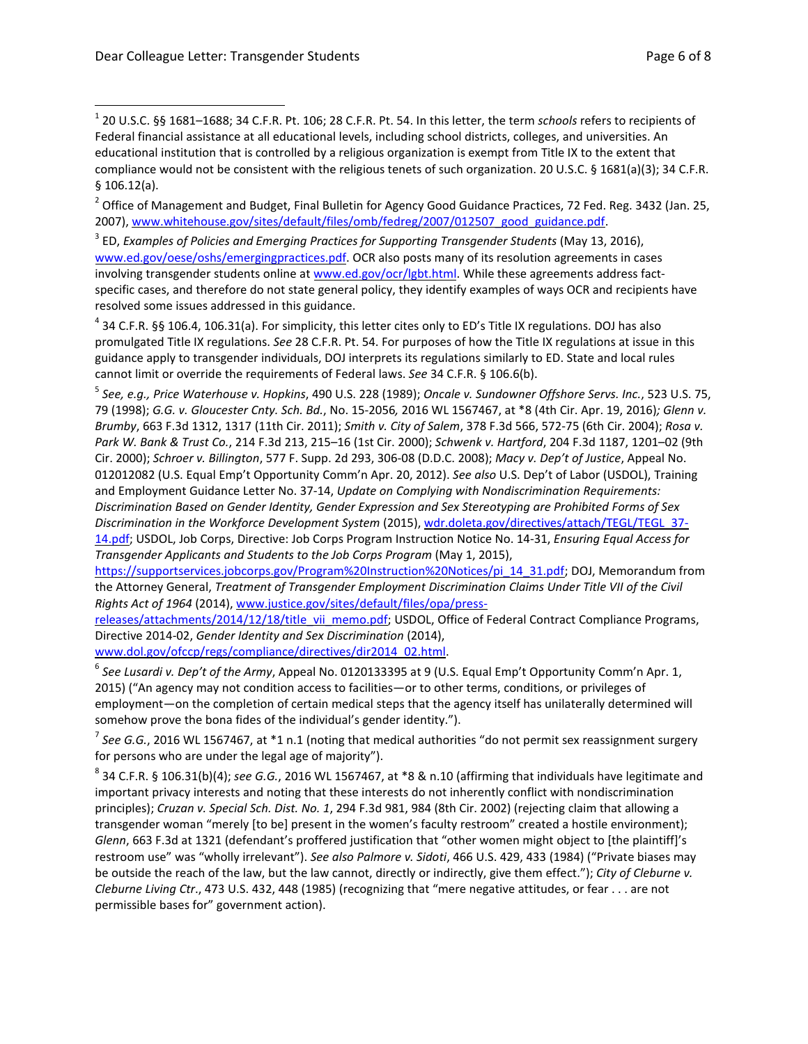[1] 20 U.S.C. §§ 1681–1688; 34 C.F.R. Pt. 106; 28 C.F.R. Pt. 54. In this letter, the term *schools* refers to recipients of Federal financial assistance at all educational levels, including school districts, colleges, and universities. An educational institution that is controlled by a religious organization is exempt from Title IX to the extent that compliance would not be consistent with the religious tenets of such organization. 20 U.S.C. § 1681(a)(3); 34 C.F.R. § 106.12(a).

[2] Office of Management and Budget, Final Bulletin for Agency Good Guidance Practices, 72 Fed. Reg. 3432 (Jan. 25, 2007), www.whitehouse.gov/sites/default/files/omb/fedreg/2007/012507_good_guidance.pdf.

[3] ED, *Examples of Policies and Emerging Practices for Supporting Transgender Students* (May 13, 2016), www.ed.gov/oese/oshs/emergingpractices.pdf. OCR also posts many of its resolution agreements in cases involving transgender students online at www.ed.gov/ocr/lgbt.html. While these agreements address fact-specific cases, and therefore do not state general policy, they identify examples of ways OCR and recipients have resolved some issues addressed in this guidance.

[4] 34 C.F.R. §§ 106.4, 106.31(a). For simplicity, this letter cites only to ED's Title IX regulations. DOJ has also promulgated Title IX regulations. *See* 28 C.F.R. Pt. 54. For purposes of how the Title IX regulations at issue in this guidance apply to transgender individuals, DOJ interprets its regulations similarly to ED. State and local rules cannot limit or override the requirements of Federal laws. *See* 34 C.F.R. § 106.6(b).

[5] *See, e.g., Price Waterhouse v. Hopkins*, 490 U.S. 228 (1989); *Oncale v. Sundowner Offshore Servs. Inc.*, 523 U.S. 75, 79 (1998); *G.G. v. Gloucester Cnty. Sch. Bd.*, No. 15-2056, 2016 WL 1567467, at *8 (4th Cir. Apr. 19, 2016); *Glenn v. Brumby*, 663 F.3d 1312, 1317 (11th Cir. 2011); *Smith v. City of Salem*, 378 F.3d 566, 572-75 (6th Cir. 2004); *Rosa v. Park W. Bank & Trust Co.*, 214 F.3d 213, 215–16 (1st Cir. 2000); *Schwenk v. Hartford*, 204 F.3d 1187, 1201–02 (9th Cir. 2000); *Schroer v. Billington*, 577 F. Supp. 2d 293, 306-08 (D.D.C. 2008); *Macy v. Dep't of Justice*, Appeal No. 012012082 (U.S. Equal Emp't Opportunity Comm'n Apr. 20, 2012). *See also* U.S. Dep't of Labor (USDOL), Training and Employment Guidance Letter No. 37-14, *Update on Complying with Nondiscrimination Requirements: Discrimination Based on Gender Identity, Gender Expression and Sex Stereotyping are Prohibited Forms of Sex Discrimination in the Workforce Development System* (2015), wdr.doleta.gov/directives/attach/TEGL/TEGL_37-14.pdf; USDOL, Job Corps, Directive: Job Corps Program Instruction Notice No. 14-31, *Ensuring Equal Access for Transgender Applicants and Students to the Job Corps Program* (May 1, 2015), https://supportservices.jobcorps.gov/Program%20Instruction%20Notices/pi_14_31.pdf; DOJ, Memorandum from the Attorney General, *Treatment of Transgender Employment Discrimination Claims Under Title VII of the Civil Rights Act of 1964* (2014), www.justice.gov/sites/default/files/opa/press-releases/attachments/2014/12/18/title_vii_memo.pdf; USDOL, Office of Federal Contract Compliance Programs, Directive 2014-02, *Gender Identity and Sex Discrimination* (2014), www.dol.gov/ofccp/regs/compliance/directives/dir2014_02.html.

[6] *See Lusardi v. Dep't of the Army*, Appeal No. 0120133395 at 9 (U.S. Equal Emp't Opportunity Comm'n Apr. 1, 2015) ("An agency may not condition access to facilities—or to other terms, conditions, or privileges of employment—on the completion of certain medical steps that the agency itself has unilaterally determined will somehow prove the bona fides of the individual's gender identity.").

[7] *See G.G.*, 2016 WL 1567467, at *1 n.1 (noting that medical authorities "do not permit sex reassignment surgery for persons who are under the legal age of majority").

[8] 34 C.F.R. § 106.31(b)(4); *see G.G.*, 2016 WL 1567467, at *8 & n.10 (affirming that individuals have legitimate and important privacy interests and noting that these interests do not inherently conflict with nondiscrimination principles); *Cruzan v. Special Sch. Dist. No. 1*, 294 F.3d 981, 984 (8th Cir. 2002) (rejecting claim that allowing a transgender woman "merely [to be] present in the women's faculty restroom" created a hostile environment); *Glenn*, 663 F.3d at 1321 (defendant's proffered justification that "other women might object to [the plaintiff]'s restroom use" was "wholly irrelevant"). *See also Palmore v. Sidoti*, 466 U.S. 429, 433 (1984) ("Private biases may be outside the reach of the law, but the law cannot, directly or indirectly, give them effect."); *City of Cleburne v. Cleburne Living Ctr.*, 473 U.S. 432, 448 (1985) (recognizing that "mere negative attitudes, or fear . . . are not permissible bases for" government action).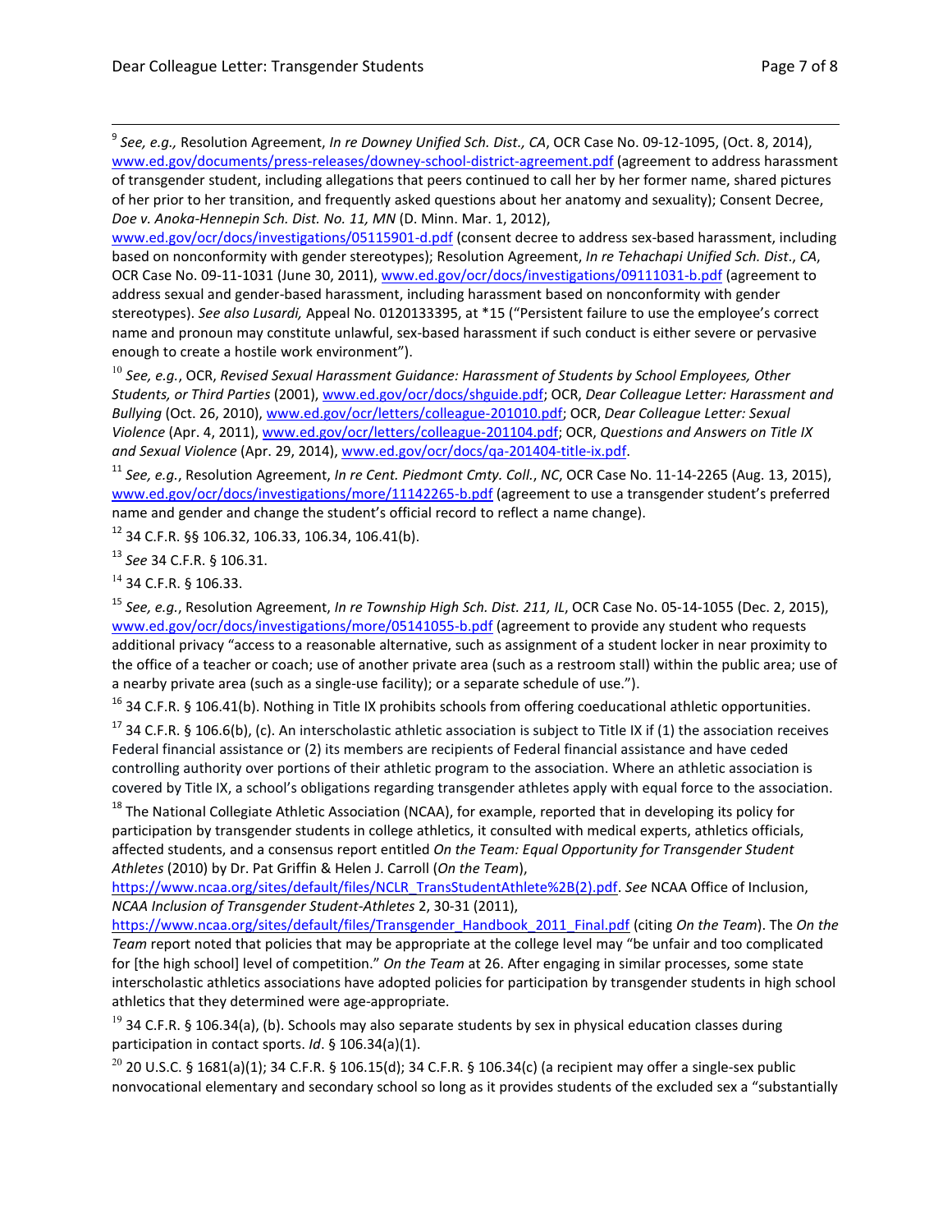[9] *See, e.g.,* Resolution Agreement, *In re Downey Unified Sch. Dist., CA*, OCR Case No. 09-12-1095, (Oct. 8, 2014), www.ed.gov/documents/press-releases/downey-school-district-agreement.pdf (agreement to address harassment of transgender student, including allegations that peers continued to call her by her former name, shared pictures of her prior to her transition, and frequently asked questions about her anatomy and sexuality); Consent Decree, *Doe v. Anoka-Hennepin Sch. Dist. No. 11, MN* (D. Minn. Mar. 1, 2012), www.ed.gov/ocr/docs/investigations/05115901-d.pdf (consent decree to address sex-based harassment, including based on nonconformity with gender stereotypes); Resolution Agreement, *In re Tehachapi Unified Sch. Dist., CA*, OCR Case No. 09-11-1031 (June 30, 2011), www.ed.gov/ocr/docs/investigations/09111031-b.pdf (agreement to address sexual and gender-based harassment, including harassment based on nonconformity with gender stereotypes). *See also Lusardi,* Appeal No. 0120133395, at *15 ("Persistent failure to use the employee's correct name and pronoun may constitute unlawful, sex-based harassment if such conduct is either severe or pervasive enough to create a hostile work environment").

[10] *See, e.g.*, OCR, *Revised Sexual Harassment Guidance: Harassment of Students by School Employees, Other Students, or Third Parties* (2001), www.ed.gov/ocr/docs/shguide.pdf; OCR, *Dear Colleague Letter: Harassment and Bullying* (Oct. 26, 2010), www.ed.gov/ocr/letters/colleague-201010.pdf; OCR, *Dear Colleague Letter: Sexual Violence* (Apr. 4, 2011), www.ed.gov/ocr/letters/colleague-201104.pdf; OCR, *Questions and Answers on Title IX and Sexual Violence* (Apr. 29, 2014), www.ed.gov/ocr/docs/qa-201404-title-ix.pdf.

[11] *See, e.g.*, Resolution Agreement, *In re Cent. Piedmont Cmty. Coll., NC*, OCR Case No. 11-14-2265 (Aug. 13, 2015), www.ed.gov/ocr/docs/investigations/more/11142265-b.pdf (agreement to use a transgender student's preferred name and gender and change the student's official record to reflect a name change).

[12] 34 C.F.R. §§ 106.32, 106.33, 106.34, 106.41(b).

[13] *See* 34 C.F.R. § 106.31.

[14] 34 C.F.R. § 106.33.

[15] *See, e.g.*, Resolution Agreement, *In re Township High Sch. Dist. 211, IL*, OCR Case No. 05-14-1055 (Dec. 2, 2015), www.ed.gov/ocr/docs/investigations/more/05141055-b.pdf (agreement to provide any student who requests additional privacy "access to a reasonable alternative, such as assignment of a student locker in near proximity to the office of a teacher or coach; use of another private area (such as a restroom stall) within the public area; use of a nearby private area (such as a single-use facility); or a separate schedule of use.").

[16] 34 C.F.R. § 106.41(b). Nothing in Title IX prohibits schools from offering coeducational athletic opportunities.

[17] 34 C.F.R. § 106.6(b), (c). An interscholastic athletic association is subject to Title IX if (1) the association receives Federal financial assistance or (2) its members are recipients of Federal financial assistance and have ceded controlling authority over portions of their athletic program to the association. Where an athletic association is covered by Title IX, a school's obligations regarding transgender athletes apply with equal force to the association.

[18] The National Collegiate Athletic Association (NCAA), for example, reported that in developing its policy for participation by transgender students in college athletics, it consulted with medical experts, athletics officials, affected students, and a consensus report entitled *On the Team: Equal Opportunity for Transgender Student Athletes* (2010) by Dr. Pat Griffin & Helen J. Carroll (*On the Team*), https://www.ncaa.org/sites/default/files/NCLR_TransStudentAthlete%2B(2).pdf. *See* NCAA Office of Inclusion, *NCAA Inclusion of Transgender Student-Athletes* 2, 30-31 (2011), https://www.ncaa.org/sites/default/files/Transgender_Handbook_2011_Final.pdf (citing *On the Team*). The *On the Team* report noted that policies that may be appropriate at the college level may "be unfair and too complicated for [the high school] level of competition." *On the Team* at 26. After engaging in similar processes, some state interscholastic athletics associations have adopted policies for participation by transgender students in high school athletics that they determined were age-appropriate.

[19] 34 C.F.R. § 106.34(a), (b). Schools may also separate students by sex in physical education classes during participation in contact sports. *Id*. § 106.34(a)(1).

[20] 20 U.S.C. § 1681(a)(1); 34 C.F.R. § 106.15(d); 34 C.F.R. § 106.34(c) (a recipient may offer a single-sex public nonvocational elementary and secondary school so long as it provides students of the excluded sex a "substantially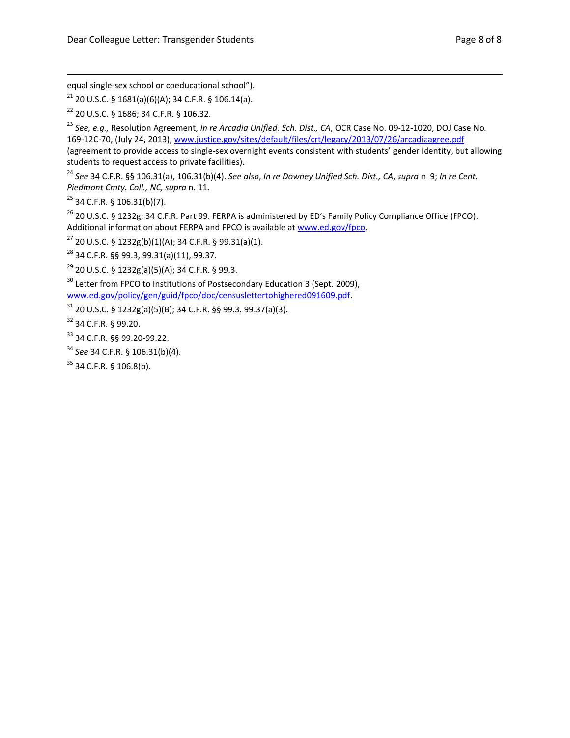equal single-sex school or coeducational school").

[21] 20 U.S.C. § 1681(a)(6)(A); 34 C.F.R. § 106.14(a).

[22] 20 U.S.C. § 1686; 34 C.F.R. § 106.32.

[23] *See, e.g.,* Resolution Agreement, *In re Arcadia Unified. Sch. Dist., CA*, OCR Case No. 09-12-1020, DOJ Case No. 169-12C-70, (July 24, 2013), www.justice.gov/sites/default/files/crt/legacy/2013/07/26/arcadiaagree.pdf (agreement to provide access to single-sex overnight events consistent with students' gender identity, but allowing students to request access to private facilities).

[24] *See* 34 C.F.R. §§ 106.31(a), 106.31(b)(4). *See also*, *In re Downey Unified Sch. Dist., CA*, *supra* n. 9; *In re Cent. Piedmont Cmty. Coll., NC, supra* n. 11.

[25] 34 C.F.R. § 106.31(b)(7).

[26] 20 U.S.C. § 1232g; 34 C.F.R. Part 99. FERPA is administered by ED's Family Policy Compliance Office (FPCO). Additional information about FERPA and FPCO is available at www.ed.gov/fpco.

[27] 20 U.S.C. § 1232g(b)(1)(A); 34 C.F.R. § 99.31(a)(1).

[28] 34 C.F.R. §§ 99.3, 99.31(a)(11), 99.37.

[29] 20 U.S.C. § 1232g(a)(5)(A); 34 C.F.R. § 99.3.

[30] Letter from FPCO to Institutions of Postsecondary Education 3 (Sept. 2009), www.ed.gov/policy/gen/guid/fpco/doc/censuslettertohighered091609.pdf.

[31] 20 U.S.C. § 1232g(a)(5)(B); 34 C.F.R. §§ 99.3. 99.37(a)(3).

[32] 34 C.F.R. § 99.20.

[33] 34 C.F.R. §§ 99.20-99.22.

[34] *See* 34 C.F.R. § 106.31(b)(4).

[35] 34 C.F.R. § 106.8(b).